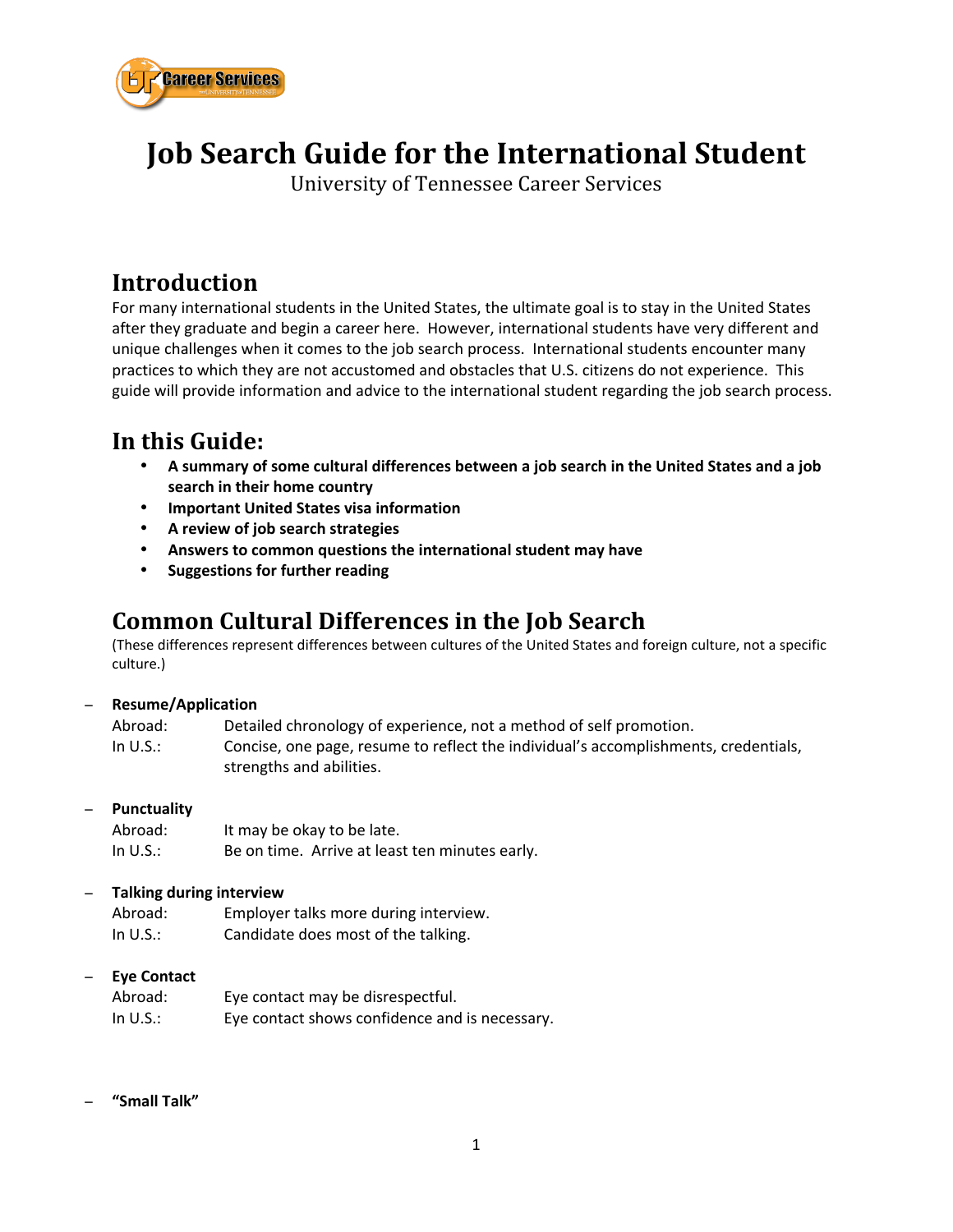# Job Search Guide for the International Student

University of Tennessee Career Services

## Introduction

For many international students in the United States, the ultimate goal is to stay in the United States after they graduate and begin a career here. However, international students have very different and unique challenges when it comes to the job search process. International students encounter many practices to which they are not accustomed and obstacles that U.S. citizens do not experience. This guide will provide information and advice to the international student regarding the job search process.

## In this Guide:

- **A summary of some cultural differences between a job search in the United States and a job search in their home country**
- **Important United States visa information**
- **A review of job search strategies**
- **Answers to common questions the international student may have**
- **Suggestions for further reading**

## Common Cultural Differences in the Job Search

(These differences represent differences between cultures of the United States and foreign culture, not a specific culture.)

- **Resume/Application**
  - Abroad: Detailed chronology of experience, not a method of self promotion.
  - In U.S.: Concise, one page, resume to reflect the individual's accomplishments, credentials, strengths and abilities.

- **Punctuality**
  - Abroad: It may be okay to be late.
  - In U.S.: Be on time. Arrive at least ten minutes early.

- **Talking during interview**
  - Abroad: Employer talks more during interview.
  - In U.S.: Candidate does most of the talking.

- **Eye Contact**
  - Abroad: Eye contact may be disrespectful.
  - In U.S.: Eye contact shows confidence and is necessary.

- **"Small Talk"**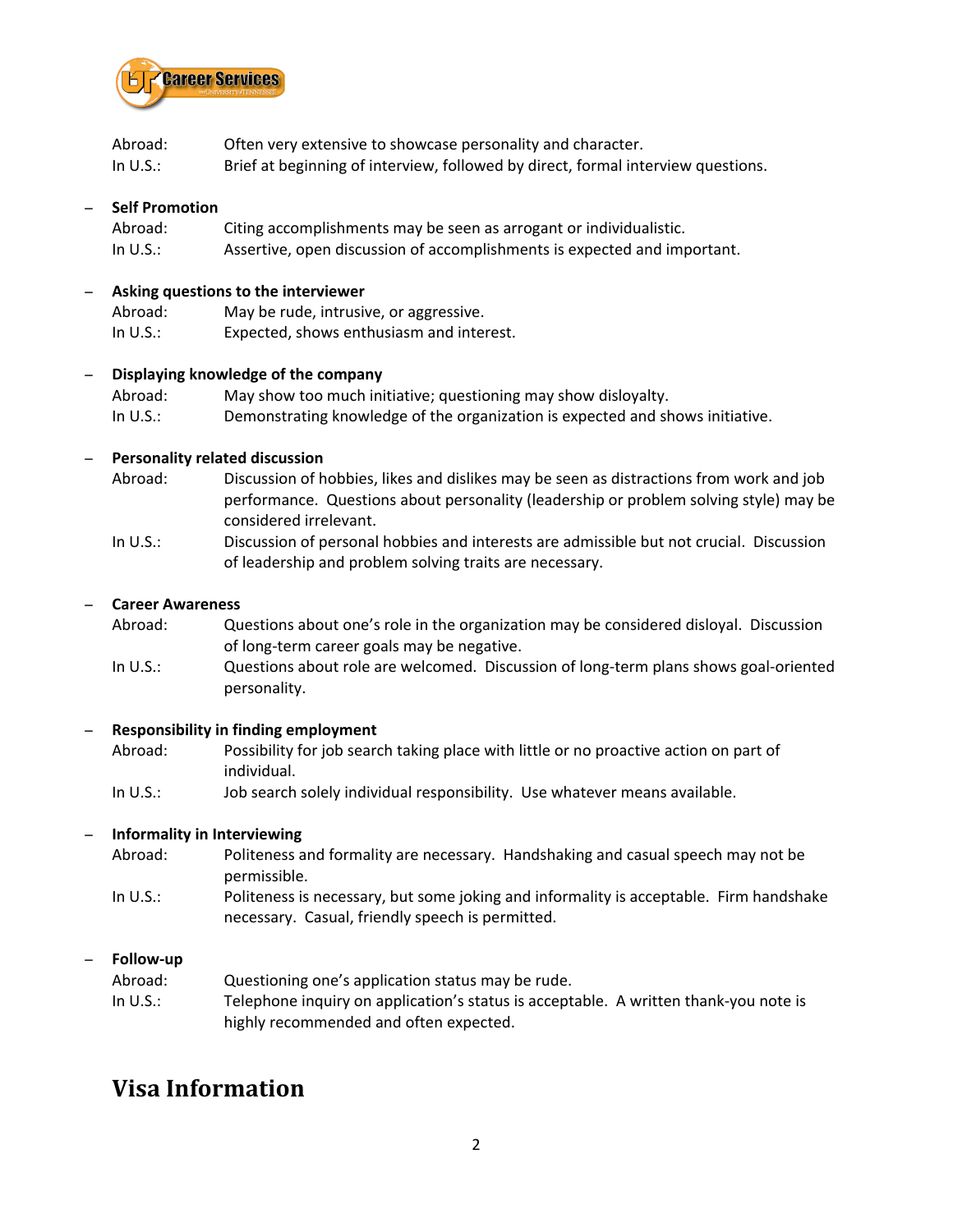Abroad: Often very extensive to showcase personality and character.
In U.S.: Brief at beginning of interview, followed by direct, formal interview questions.

- **Self Promotion**
  Abroad: Citing accomplishments may be seen as arrogant or individualistic.
  In U.S.: Assertive, open discussion of accomplishments is expected and important.

- **Asking questions to the interviewer**
  Abroad: May be rude, intrusive, or aggressive.
  In U.S.: Expected, shows enthusiasm and interest.

- **Displaying knowledge of the company**
  Abroad: May show too much initiative; questioning may show disloyalty.
  In U.S.: Demonstrating knowledge of the organization is expected and shows initiative.

- **Personality related discussion**
  Abroad: Discussion of hobbies, likes and dislikes may be seen as distractions from work and job performance. Questions about personality (leadership or problem solving style) may be considered irrelevant.
  In U.S.: Discussion of personal hobbies and interests are admissible but not crucial. Discussion of leadership and problem solving traits are necessary.

- **Career Awareness**
  Abroad: Questions about one's role in the organization may be considered disloyal. Discussion of long-term career goals may be negative.
  In U.S.: Questions about role are welcomed. Discussion of long-term plans shows goal-oriented personality.

- **Responsibility in finding employment**
  Abroad: Possibility for job search taking place with little or no proactive action on part of individual.
  In U.S.: Job search solely individual responsibility. Use whatever means available.

- **Informality in Interviewing**
  Abroad: Politeness and formality are necessary. Handshaking and casual speech may not be permissible.
  In U.S.: Politeness is necessary, but some joking and informality is acceptable. Firm handshake necessary. Casual, friendly speech is permitted.

- **Follow-up**
  Abroad: Questioning one's application status may be rude.
  In U.S.: Telephone inquiry on application's status is acceptable. A written thank-you note is highly recommended and often expected.

# Visa Information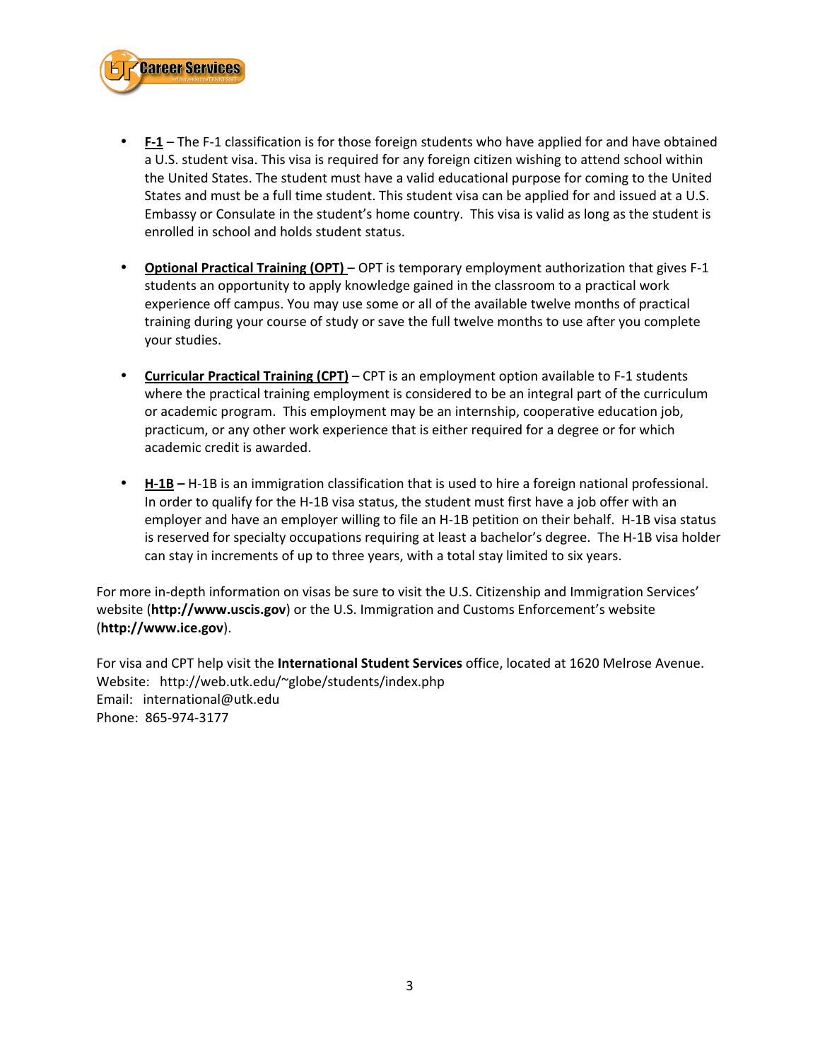- **F-1** – The F-1 classification is for those foreign students who have applied for and have obtained a U.S. student visa. This visa is required for any foreign citizen wishing to attend school within the United States. The student must have a valid educational purpose for coming to the United States and must be a full time student. This student visa can be applied for and issued at a U.S. Embassy or Consulate in the student's home country. This visa is valid as long as the student is enrolled in school and holds student status.

- **Optional Practical Training (OPT)** – OPT is temporary employment authorization that gives F-1 students an opportunity to apply knowledge gained in the classroom to a practical work experience off campus. You may use some or all of the available twelve months of practical training during your course of study or save the full twelve months to use after you complete your studies.

- **Curricular Practical Training (CPT)** – CPT is an employment option available to F-1 students where the practical training employment is considered to be an integral part of the curriculum or academic program. This employment may be an internship, cooperative education job, practicum, or any other work experience that is either required for a degree or for which academic credit is awarded.

- **H-1B** – H-1B is an immigration classification that is used to hire a foreign national professional. In order to qualify for the H-1B visa status, the student must first have a job offer with an employer and have an employer willing to file an H-1B petition on their behalf. H-1B visa status is reserved for specialty occupations requiring at least a bachelor's degree. The H-1B visa holder can stay in increments of up to three years, with a total stay limited to six years.

For more in-depth information on visas be sure to visit the U.S. Citizenship and Immigration Services' website (**http://www.uscis.gov**) or the U.S. Immigration and Customs Enforcement's website (**http://www.ice.gov**).

For visa and CPT help visit the **International Student Services** office, located at 1620 Melrose Avenue.
Website: http://web.utk.edu/~globe/students/index.php
Email: international@utk.edu
Phone: 865-974-3177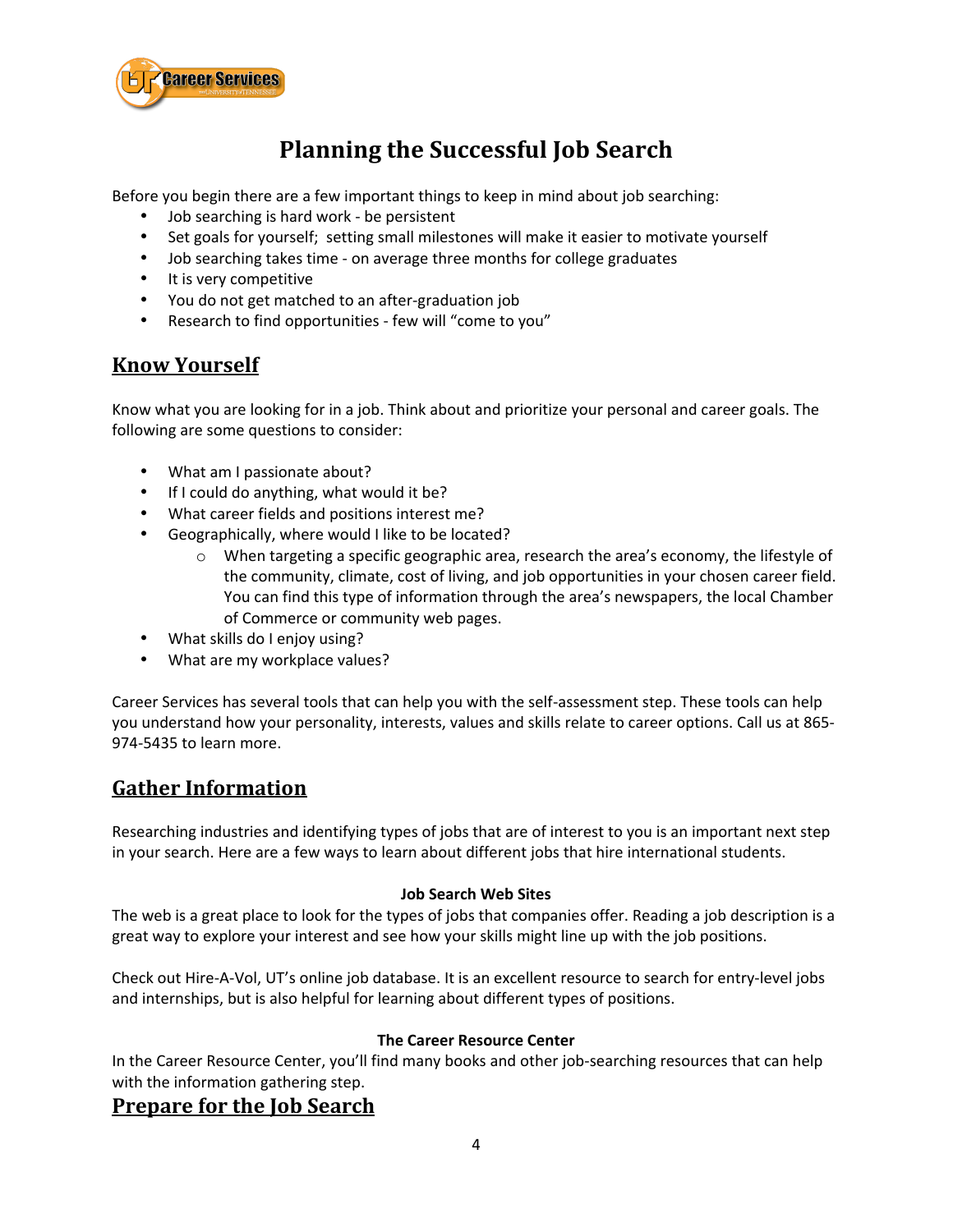# Planning the Successful Job Search

Before you begin there are a few important things to keep in mind about job searching:

- Job searching is hard work - be persistent
- Set goals for yourself; setting small milestones will make it easier to motivate yourself
- Job searching takes time - on average three months for college graduates
- It is very competitive
- You do not get matched to an after-graduation job
- Research to find opportunities - few will "come to you"

## Know Yourself

Know what you are looking for in a job. Think about and prioritize your personal and career goals. The following are some questions to consider:

- What am I passionate about?
- If I could do anything, what would it be?
- What career fields and positions interest me?
- Geographically, where would I like to be located?
  - When targeting a specific geographic area, research the area's economy, the lifestyle of the community, climate, cost of living, and job opportunities in your chosen career field. You can find this type of information through the area's newspapers, the local Chamber of Commerce or community web pages.
- What skills do I enjoy using?
- What are my workplace values?

Career Services has several tools that can help you with the self-assessment step. These tools can help you understand how your personality, interests, values and skills relate to career options. Call us at 865-974-5435 to learn more.

## Gather Information

Researching industries and identifying types of jobs that are of interest to you is an important next step in your search. Here are a few ways to learn about different jobs that hire international students.

**Job Search Web Sites**

The web is a great place to look for the types of jobs that companies offer. Reading a job description is a great way to explore your interest and see how your skills might line up with the job positions.

Check out Hire-A-Vol, UT's online job database. It is an excellent resource to search for entry-level jobs and internships, but is also helpful for learning about different types of positions.

**The Career Resource Center**

In the Career Resource Center, you'll find many books and other job-searching resources that can help with the information gathering step.

## Prepare for the Job Search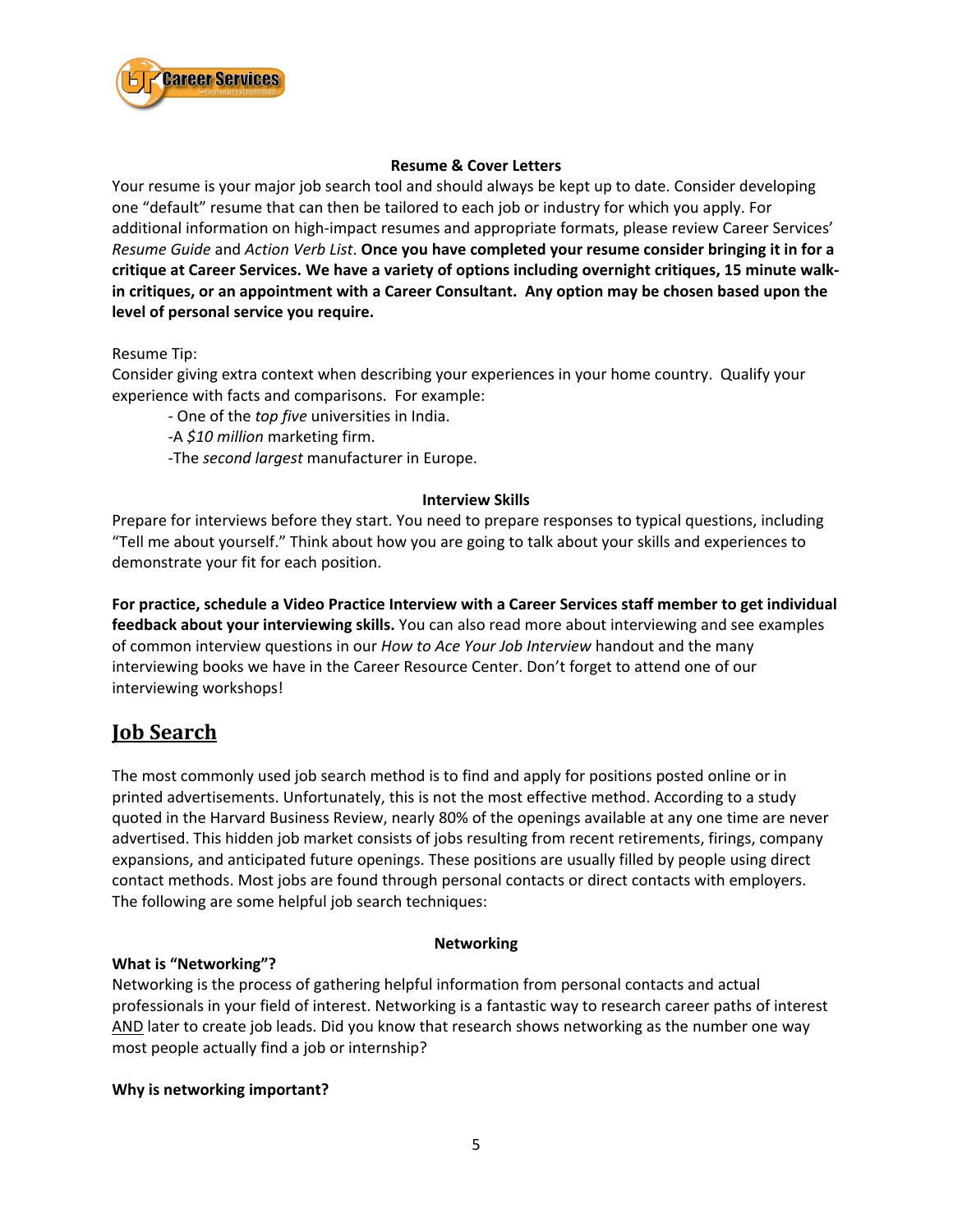### Resume & Cover Letters

Your resume is your major job search tool and should always be kept up to date. Consider developing one “default” resume that can then be tailored to each job or industry for which you apply. For additional information on high-impact resumes and appropriate formats, please review Career Services’ *Resume Guide* and *Action Verb List*. **Once you have completed your resume consider bringing it in for a critique at Career Services. We have a variety of options including overnight critiques, 15 minute walk-in critiques, or an appointment with a Career Consultant. Any option may be chosen based upon the level of personal service you require.**

Resume Tip:
Consider giving extra context when describing your experiences in your home country. Qualify your experience with facts and comparisons. For example:

- One of the *top five* universities in India.
- A *$10 million* marketing firm.
- The *second largest* manufacturer in Europe.

### Interview Skills

Prepare for interviews before they start. You need to prepare responses to typical questions, including “Tell me about yourself.” Think about how you are going to talk about your skills and experiences to demonstrate your fit for each position.

**For practice, schedule a Video Practice Interview with a Career Services staff member to get individual feedback about your interviewing skills.** You can also read more about interviewing and see examples of common interview questions in our *How to Ace Your Job Interview* handout and the many interviewing books we have in the Career Resource Center. Don’t forget to attend one of our interviewing workshops!

## Job Search

The most commonly used job search method is to find and apply for positions posted online or in printed advertisements. Unfortunately, this is not the most effective method. According to a study quoted in the Harvard Business Review, nearly 80% of the openings available at any one time are never advertised. This hidden job market consists of jobs resulting from recent retirements, firings, company expansions, and anticipated future openings. These positions are usually filled by people using direct contact methods. Most jobs are found through personal contacts or direct contacts with employers. The following are some helpful job search techniques:

### Networking

**What is “Networking”?**
Networking is the process of gathering helpful information from personal contacts and actual professionals in your field of interest. Networking is a fantastic way to research career paths of interest AND later to create job leads. Did you know that research shows networking as the number one way most people actually find a job or internship?

**Why is networking important?**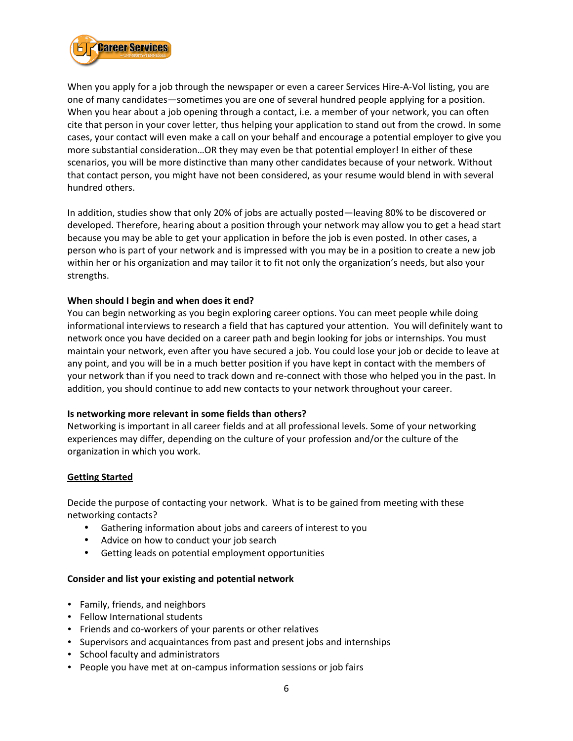When you apply for a job through the newspaper or even a career Services Hire-A-Vol listing, you are one of many candidates—sometimes you are one of several hundred people applying for a position. When you hear about a job opening through a contact, i.e. a member of your network, you can often cite that person in your cover letter, thus helping your application to stand out from the crowd. In some cases, your contact will even make a call on your behalf and encourage a potential employer to give you more substantial consideration…OR they may even be that potential employer! In either of these scenarios, you will be more distinctive than many other candidates because of your network. Without that contact person, you might have not been considered, as your resume would blend in with several hundred others.

In addition, studies show that only 20% of jobs are actually posted—leaving 80% to be discovered or developed. Therefore, hearing about a position through your network may allow you to get a head start because you may be able to get your application in before the job is even posted. In other cases, a person who is part of your network and is impressed with you may be in a position to create a new job within her or his organization and may tailor it to fit not only the organization's needs, but also your strengths.

**When should I begin and when does it end?**

You can begin networking as you begin exploring career options. You can meet people while doing informational interviews to research a field that has captured your attention. You will definitely want to network once you have decided on a career path and begin looking for jobs or internships. You must maintain your network, even after you have secured a job. You could lose your job or decide to leave at any point, and you will be in a much better position if you have kept in contact with the members of your network than if you need to track down and re-connect with those who helped you in the past. In addition, you should continue to add new contacts to your network throughout your career.

**Is networking more relevant in some fields than others?**

Networking is important in all career fields and at all professional levels. Some of your networking experiences may differ, depending on the culture of your profession and/or the culture of the organization in which you work.

## Getting Started

Decide the purpose of contacting your network. What is to be gained from meeting with these networking contacts?

- Gathering information about jobs and careers of interest to you
- Advice on how to conduct your job search
- Getting leads on potential employment opportunities

**Consider and list your existing and potential network**

- Family, friends, and neighbors
- Fellow International students
- Friends and co-workers of your parents or other relatives
- Supervisors and acquaintances from past and present jobs and internships
- School faculty and administrators
- People you have met at on-campus information sessions or job fairs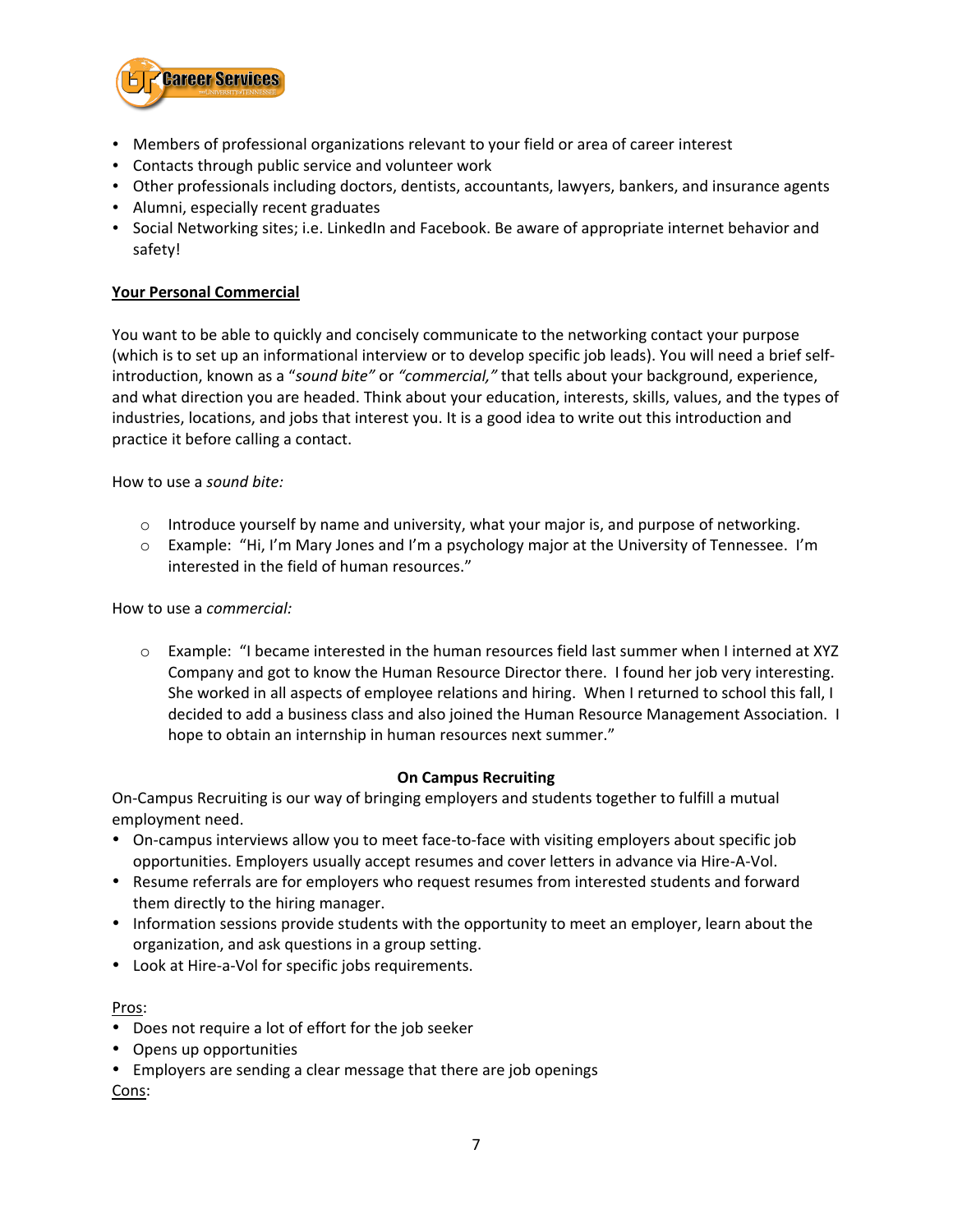- Members of professional organizations relevant to your field or area of career interest
- Contacts through public service and volunteer work
- Other professionals including doctors, dentists, accountants, lawyers, bankers, and insurance agents
- Alumni, especially recent graduates
- Social Networking sites; i.e. LinkedIn and Facebook. Be aware of appropriate internet behavior and safety!

**Your Personal Commercial**

You want to be able to quickly and concisely communicate to the networking contact your purpose (which is to set up an informational interview or to develop specific job leads). You will need a brief self-introduction, known as a "*sound bite*" or *"commercial,"* that tells about your background, experience, and what direction you are headed. Think about your education, interests, skills, values, and the types of industries, locations, and jobs that interest you. It is a good idea to write out this introduction and practice it before calling a contact.

How to use a *sound bite:*

- Introduce yourself by name and university, what your major is, and purpose of networking.
- Example: "Hi, I'm Mary Jones and I'm a psychology major at the University of Tennessee. I'm interested in the field of human resources."

How to use a *commercial:*

- Example: "I became interested in the human resources field last summer when I interned at XYZ Company and got to know the Human Resource Director there. I found her job very interesting. She worked in all aspects of employee relations and hiring. When I returned to school this fall, I decided to add a business class and also joined the Human Resource Management Association. I hope to obtain an internship in human resources next summer."

**On Campus Recruiting**

On-Campus Recruiting is our way of bringing employers and students together to fulfill a mutual employment need.

- On-campus interviews allow you to meet face-to-face with visiting employers about specific job opportunities. Employers usually accept resumes and cover letters in advance via Hire-A-Vol.
- Resume referrals are for employers who request resumes from interested students and forward them directly to the hiring manager.
- Information sessions provide students with the opportunity to meet an employer, learn about the organization, and ask questions in a group setting.
- Look at Hire-a-Vol for specific jobs requirements.

Pros:

- Does not require a lot of effort for the job seeker
- Opens up opportunities
- Employers are sending a clear message that there are job openings

Cons: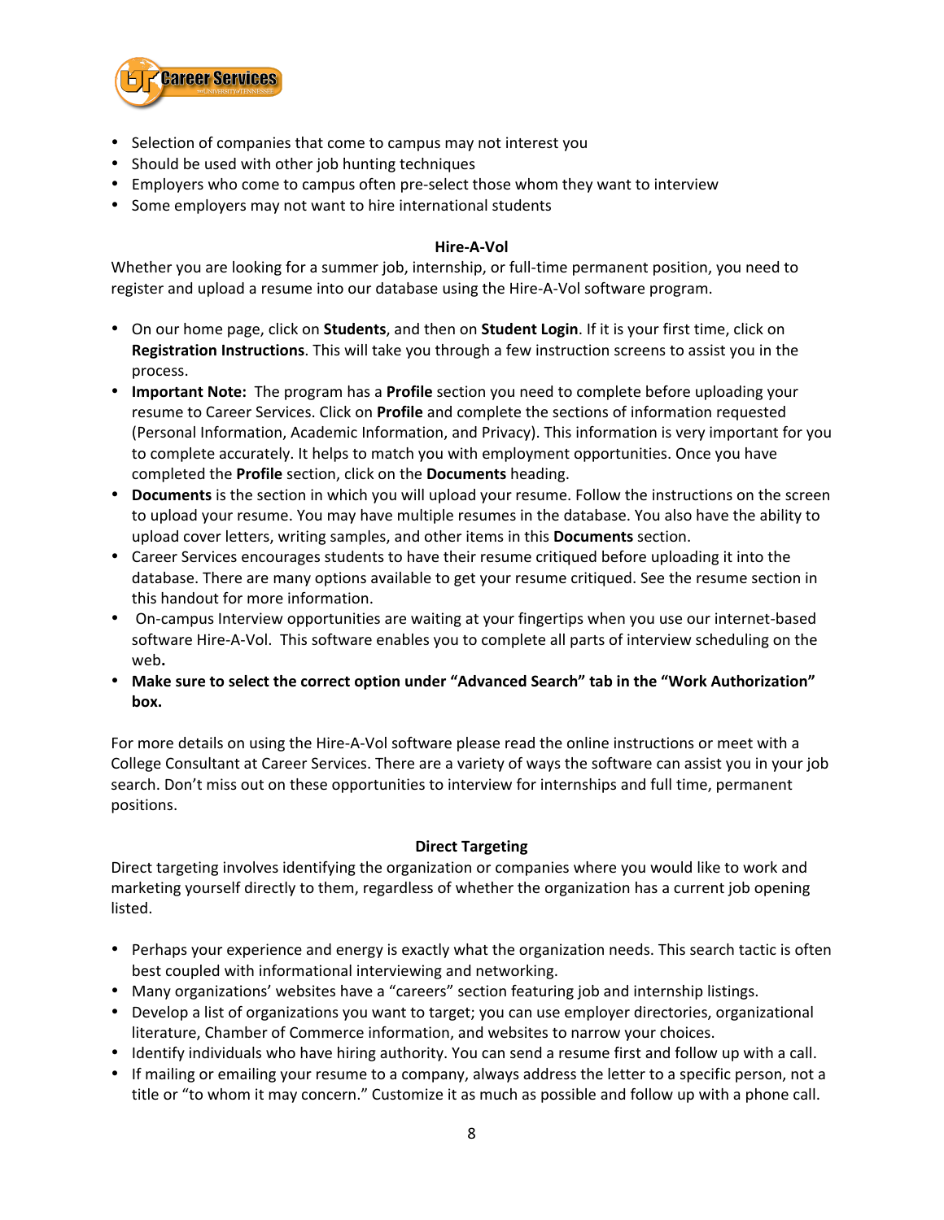- Selection of companies that come to campus may not interest you
- Should be used with other job hunting techniques
- Employers who come to campus often pre-select those whom they want to interview
- Some employers may not want to hire international students

### Hire-A-Vol

Whether you are looking for a summer job, internship, or full-time permanent position, you need to register and upload a resume into our database using the Hire-A-Vol software program.

- On our home page, click on **Students**, and then on **Student Login**. If it is your first time, click on **Registration Instructions**. This will take you through a few instruction screens to assist you in the process.
- **Important Note:** The program has a **Profile** section you need to complete before uploading your resume to Career Services. Click on **Profile** and complete the sections of information requested (Personal Information, Academic Information, and Privacy). This information is very important for you to complete accurately. It helps to match you with employment opportunities. Once you have completed the **Profile** section, click on the **Documents** heading.
- **Documents** is the section in which you will upload your resume. Follow the instructions on the screen to upload your resume. You may have multiple resumes in the database. You also have the ability to upload cover letters, writing samples, and other items in this **Documents** section.
- Career Services encourages students to have their resume critiqued before uploading it into the database. There are many options available to get your resume critiqued. See the resume section in this handout for more information.
- On-campus Interview opportunities are waiting at your fingertips when you use our internet-based software Hire-A-Vol. This software enables you to complete all parts of interview scheduling on the web**.**
- **Make sure to select the correct option under "Advanced Search" tab in the "Work Authorization" box.**

For more details on using the Hire-A-Vol software please read the online instructions or meet with a College Consultant at Career Services. There are a variety of ways the software can assist you in your job search. Don't miss out on these opportunities to interview for internships and full time, permanent positions.

### Direct Targeting

Direct targeting involves identifying the organization or companies where you would like to work and marketing yourself directly to them, regardless of whether the organization has a current job opening listed.

- Perhaps your experience and energy is exactly what the organization needs. This search tactic is often best coupled with informational interviewing and networking.
- Many organizations' websites have a "careers" section featuring job and internship listings.
- Develop a list of organizations you want to target; you can use employer directories, organizational literature, Chamber of Commerce information, and websites to narrow your choices.
- Identify individuals who have hiring authority. You can send a resume first and follow up with a call.
- If mailing or emailing your resume to a company, always address the letter to a specific person, not a title or "to whom it may concern." Customize it as much as possible and follow up with a phone call.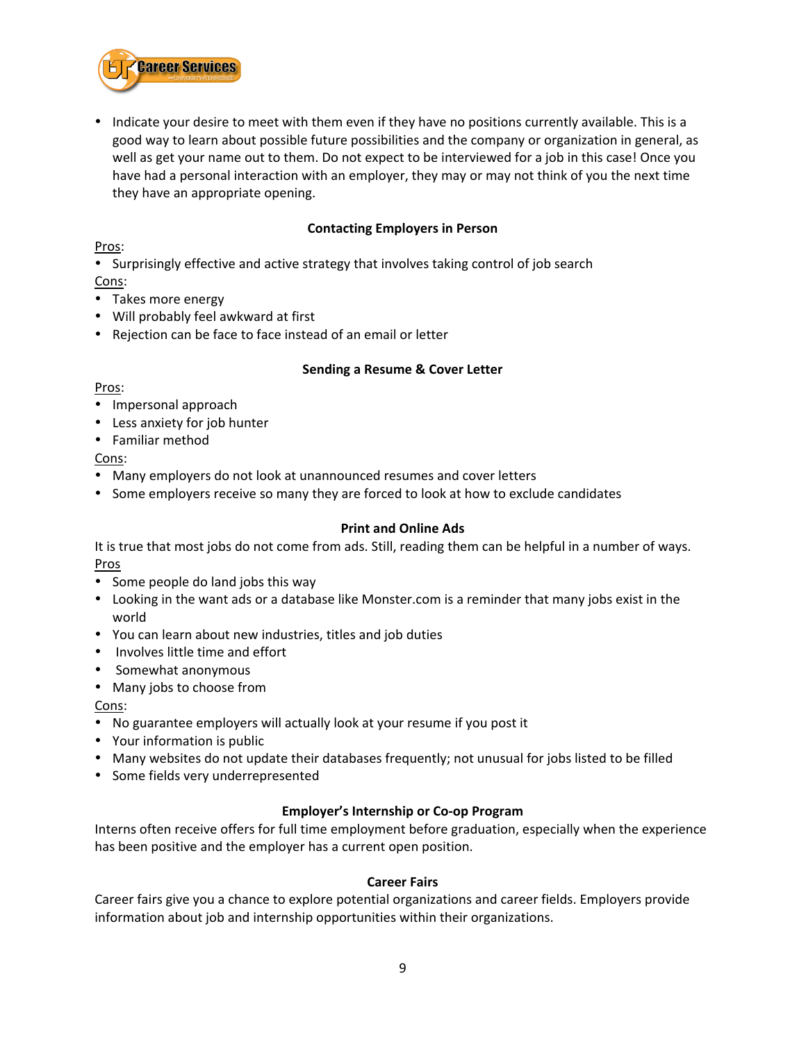- Indicate your desire to meet with them even if they have no positions currently available. This is a good way to learn about possible future possibilities and the company or organization in general, as well as get your name out to them. Do not expect to be interviewed for a job in this case! Once you have had a personal interaction with an employer, they may or may not think of you the next time they have an appropriate opening.

### Contacting Employers in Person

Pros:

- Surprisingly effective and active strategy that involves taking control of job search

Cons:

- Takes more energy
- Will probably feel awkward at first
- Rejection can be face to face instead of an email or letter

### Sending a Resume & Cover Letter

Pros:

- Impersonal approach
- Less anxiety for job hunter
- Familiar method

Cons:

- Many employers do not look at unannounced resumes and cover letters
- Some employers receive so many they are forced to look at how to exclude candidates

### Print and Online Ads

It is true that most jobs do not come from ads. Still, reading them can be helpful in a number of ways.

Pros

- Some people do land jobs this way
- Looking in the want ads or a database like Monster.com is a reminder that many jobs exist in the world
- You can learn about new industries, titles and job duties
- Involves little time and effort
- Somewhat anonymous
- Many jobs to choose from

Cons:

- No guarantee employers will actually look at your resume if you post it
- Your information is public
- Many websites do not update their databases frequently; not unusual for jobs listed to be filled
- Some fields very underrepresented

### Employer's Internship or Co-op Program

Interns often receive offers for full time employment before graduation, especially when the experience has been positive and the employer has a current open position.

### Career Fairs

Career fairs give you a chance to explore potential organizations and career fields. Employers provide information about job and internship opportunities within their organizations.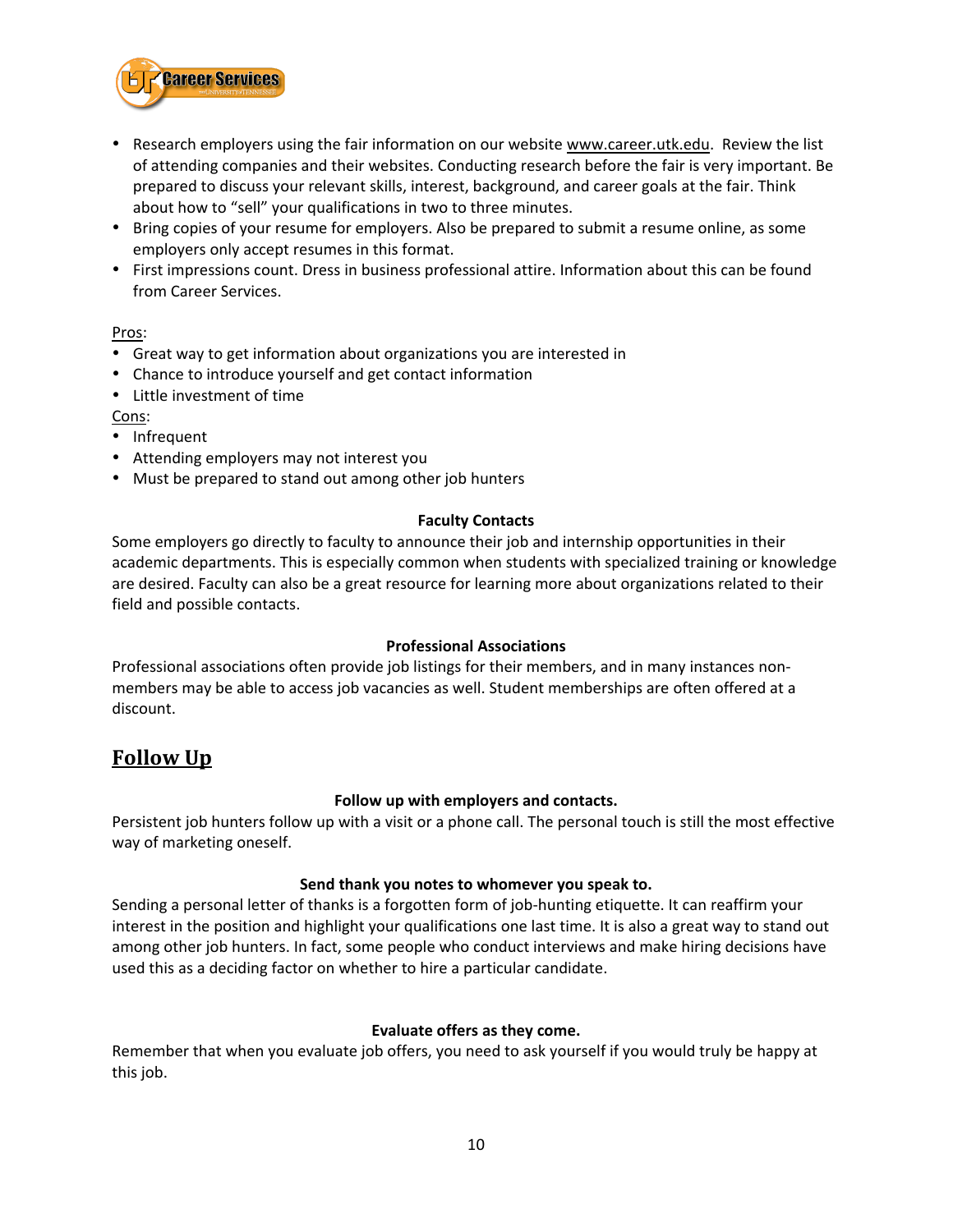- Research employers using the fair information on our website www.career.utk.edu. Review the list of attending companies and their websites. Conducting research before the fair is very important. Be prepared to discuss your relevant skills, interest, background, and career goals at the fair. Think about how to "sell" your qualifications in two to three minutes.
- Bring copies of your resume for employers. Also be prepared to submit a resume online, as some employers only accept resumes in this format.
- First impressions count. Dress in business professional attire. Information about this can be found from Career Services.

Pros:

- Great way to get information about organizations you are interested in
- Chance to introduce yourself and get contact information
- Little investment of time

Cons:

- Infrequent
- Attending employers may not interest you
- Must be prepared to stand out among other job hunters

**Faculty Contacts**

Some employers go directly to faculty to announce their job and internship opportunities in their academic departments. This is especially common when students with specialized training or knowledge are desired. Faculty can also be a great resource for learning more about organizations related to their field and possible contacts.

**Professional Associations**

Professional associations often provide job listings for their members, and in many instances non-members may be able to access job vacancies as well. Student memberships are often offered at a discount.

## Follow Up

**Follow up with employers and contacts.**

Persistent job hunters follow up with a visit or a phone call. The personal touch is still the most effective way of marketing oneself.

**Send thank you notes to whomever you speak to.**

Sending a personal letter of thanks is a forgotten form of job-hunting etiquette. It can reaffirm your interest in the position and highlight your qualifications one last time. It is also a great way to stand out among other job hunters. In fact, some people who conduct interviews and make hiring decisions have used this as a deciding factor on whether to hire a particular candidate.

**Evaluate offers as they come.**

Remember that when you evaluate job offers, you need to ask yourself if you would truly be happy at this job.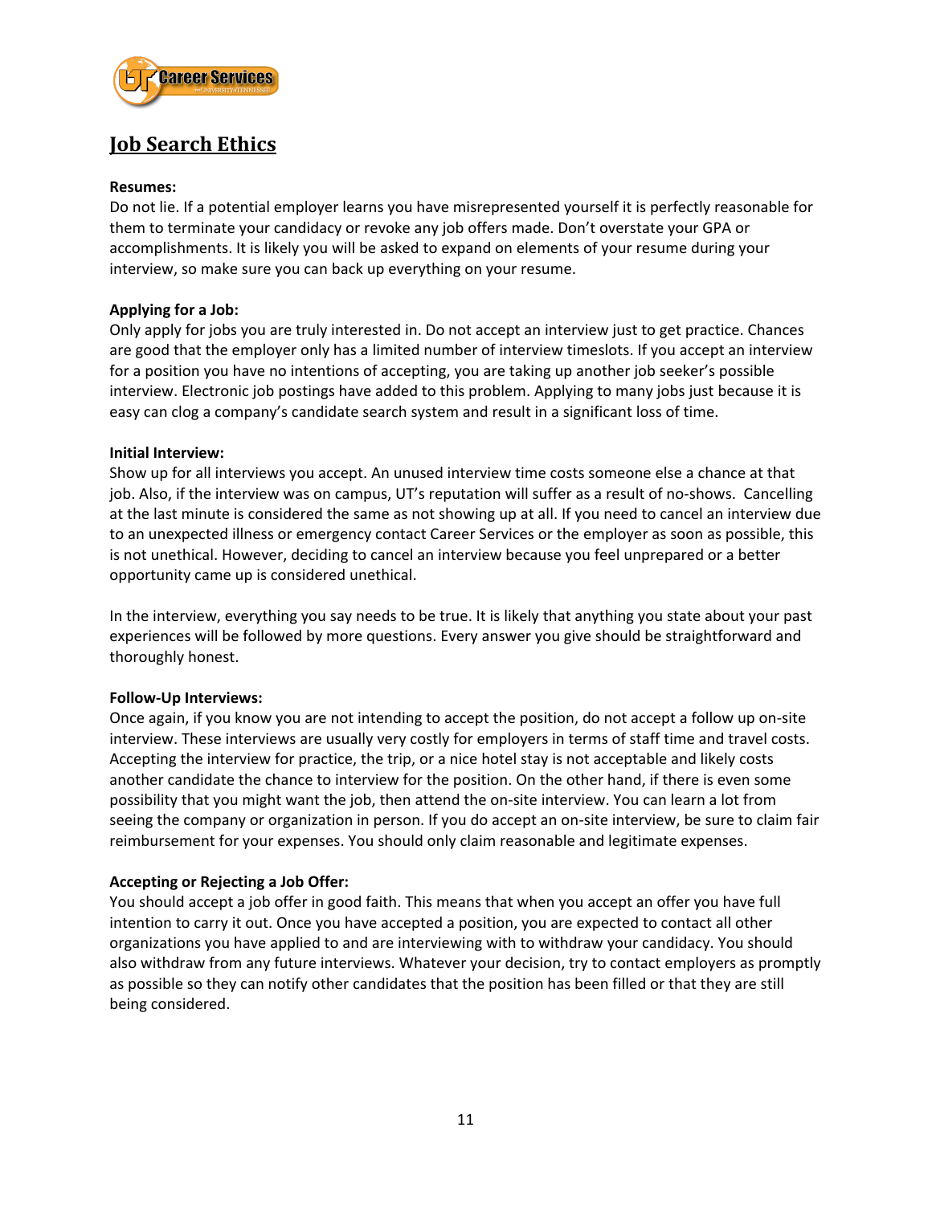# Job Search Ethics

**Resumes:**
Do not lie. If a potential employer learns you have misrepresented yourself it is perfectly reasonable for them to terminate your candidacy or revoke any job offers made. Don't overstate your GPA or accomplishments. It is likely you will be asked to expand on elements of your resume during your interview, so make sure you can back up everything on your resume.

**Applying for a Job:**
Only apply for jobs you are truly interested in. Do not accept an interview just to get practice. Chances are good that the employer only has a limited number of interview timeslots. If you accept an interview for a position you have no intentions of accepting, you are taking up another job seeker's possible interview. Electronic job postings have added to this problem. Applying to many jobs just because it is easy can clog a company's candidate search system and result in a significant loss of time.

**Initial Interview:**
Show up for all interviews you accept. An unused interview time costs someone else a chance at that job. Also, if the interview was on campus, UT's reputation will suffer as a result of no-shows. Cancelling at the last minute is considered the same as not showing up at all. If you need to cancel an interview due to an unexpected illness or emergency contact Career Services or the employer as soon as possible, this is not unethical. However, deciding to cancel an interview because you feel unprepared or a better opportunity came up is considered unethical.

In the interview, everything you say needs to be true. It is likely that anything you state about your past experiences will be followed by more questions. Every answer you give should be straightforward and thoroughly honest.

**Follow-Up Interviews:**
Once again, if you know you are not intending to accept the position, do not accept a follow up on-site interview. These interviews are usually very costly for employers in terms of staff time and travel costs. Accepting the interview for practice, the trip, or a nice hotel stay is not acceptable and likely costs another candidate the chance to interview for the position. On the other hand, if there is even some possibility that you might want the job, then attend the on-site interview. You can learn a lot from seeing the company or organization in person. If you do accept an on-site interview, be sure to claim fair reimbursement for your expenses. You should only claim reasonable and legitimate expenses.

**Accepting or Rejecting a Job Offer:**
You should accept a job offer in good faith. This means that when you accept an offer you have full intention to carry it out. Once you have accepted a position, you are expected to contact all other organizations you have applied to and are interviewing with to withdraw your candidacy. You should also withdraw from any future interviews. Whatever your decision, try to contact employers as promptly as possible so they can notify other candidates that the position has been filled or that they are still being considered.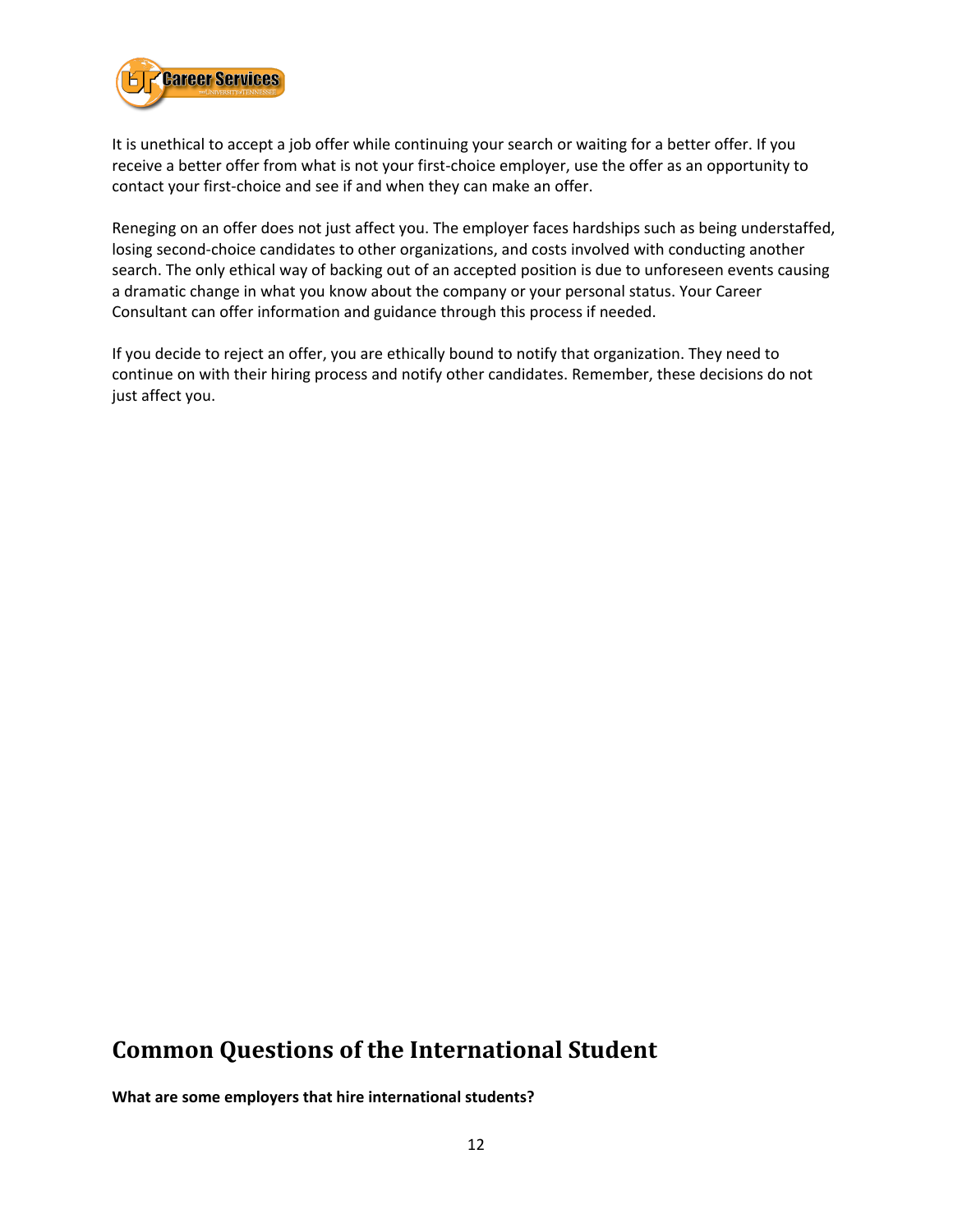It is unethical to accept a job offer while continuing your search or waiting for a better offer. If you receive a better offer from what is not your first-choice employer, use the offer as an opportunity to contact your first-choice and see if and when they can make an offer.

Reneging on an offer does not just affect you. The employer faces hardships such as being understaffed, losing second-choice candidates to other organizations, and costs involved with conducting another search. The only ethical way of backing out of an accepted position is due to unforeseen events causing a dramatic change in what you know about the company or your personal status. Your Career Consultant can offer information and guidance through this process if needed.

If you decide to reject an offer, you are ethically bound to notify that organization. They need to continue on with their hiring process and notify other candidates. Remember, these decisions do not just affect you.

## Common Questions of the International Student

**What are some employers that hire international students?**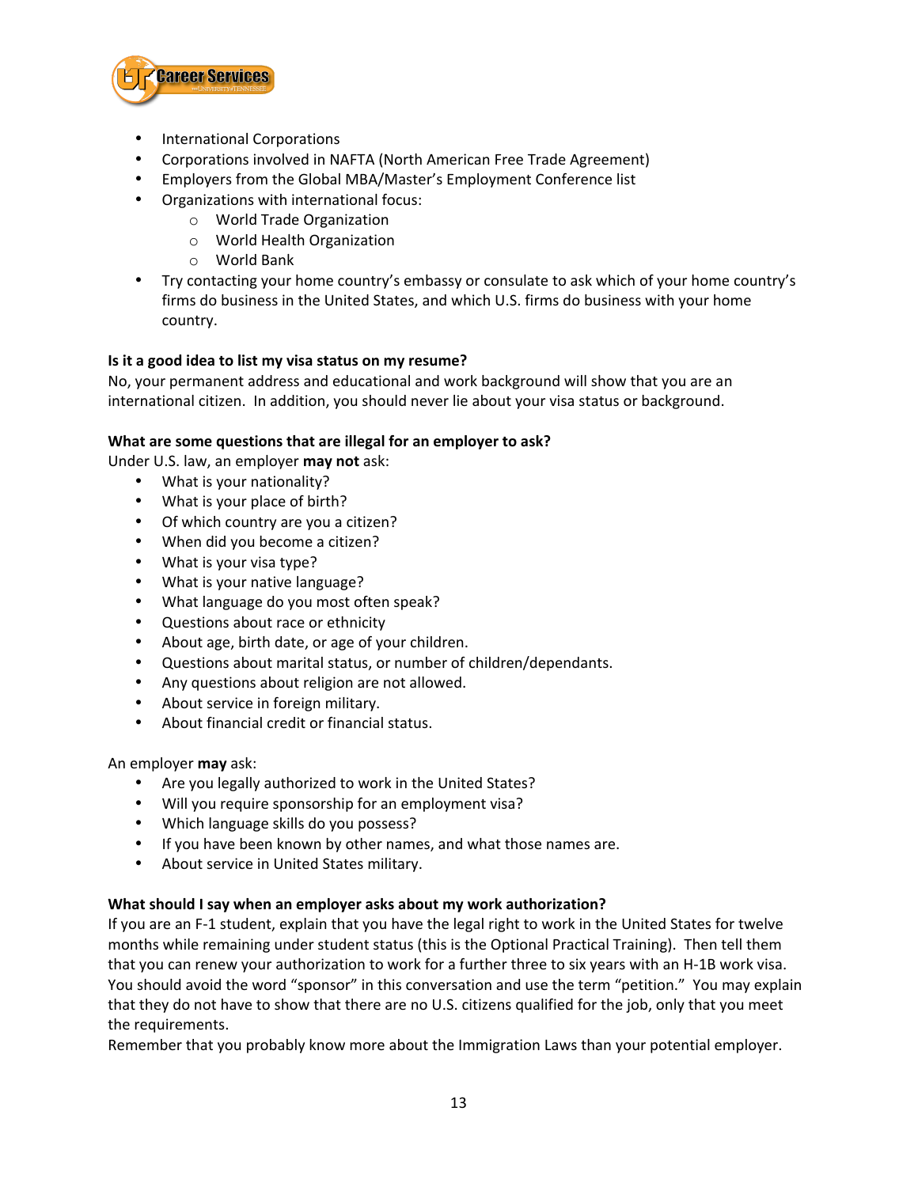- International Corporations
- Corporations involved in NAFTA (North American Free Trade Agreement)
- Employers from the Global MBA/Master's Employment Conference list
- Organizations with international focus:
    - World Trade Organization
    - World Health Organization
    - World Bank
- Try contacting your home country's embassy or consulate to ask which of your home country's firms do business in the United States, and which U.S. firms do business with your home country.

**Is it a good idea to list my visa status on my resume?**

No, your permanent address and educational and work background will show that you are an international citizen. In addition, you should never lie about your visa status or background.

**What are some questions that are illegal for an employer to ask?**

Under U.S. law, an employer **may not** ask:

- What is your nationality?
- What is your place of birth?
- Of which country are you a citizen?
- When did you become a citizen?
- What is your visa type?
- What is your native language?
- What language do you most often speak?
- Questions about race or ethnicity
- About age, birth date, or age of your children.
- Questions about marital status, or number of children/dependants.
- Any questions about religion are not allowed.
- About service in foreign military.
- About financial credit or financial status.

An employer **may** ask:

- Are you legally authorized to work in the United States?
- Will you require sponsorship for an employment visa?
- Which language skills do you possess?
- If you have been known by other names, and what those names are.
- About service in United States military.

**What should I say when an employer asks about my work authorization?**

If you are an F-1 student, explain that you have the legal right to work in the United States for twelve months while remaining under student status (this is the Optional Practical Training). Then tell them that you can renew your authorization to work for a further three to six years with an H-1B work visa. You should avoid the word "sponsor" in this conversation and use the term "petition." You may explain that they do not have to show that there are no U.S. citizens qualified for the job, only that you meet the requirements.

Remember that you probably know more about the Immigration Laws than your potential employer.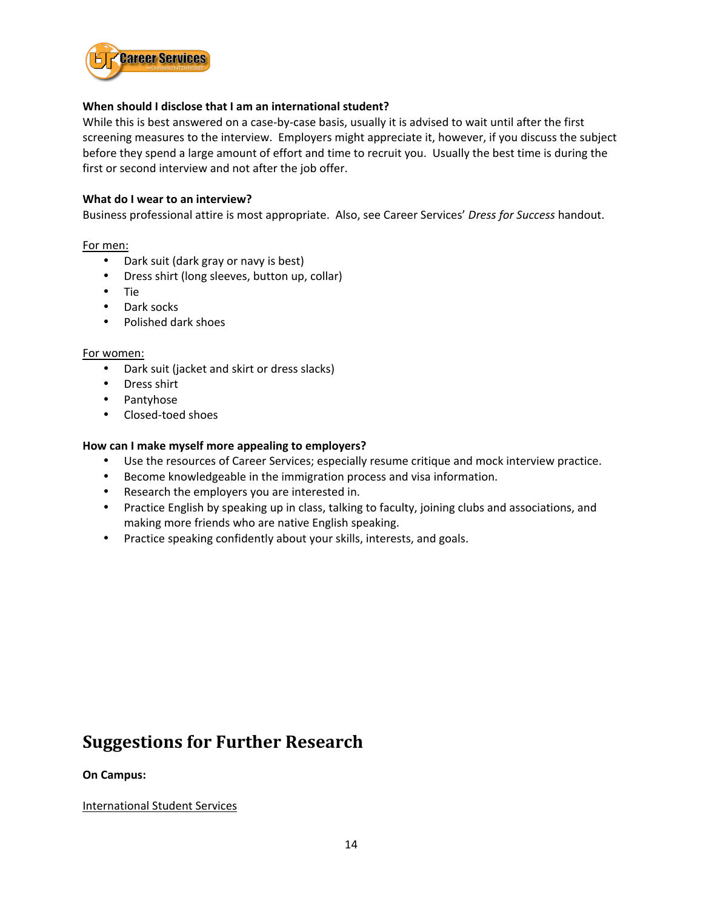**When should I disclose that I am an international student?**
While this is best answered on a case-by-case basis, usually it is advised to wait until after the first screening measures to the interview. Employers might appreciate it, however, if you discuss the subject before they spend a large amount of effort and time to recruit you. Usually the best time is during the first or second interview and not after the job offer.

**What do I wear to an interview?**
Business professional attire is most appropriate. Also, see Career Services' *Dress for Success* handout.

For men:

- Dark suit (dark gray or navy is best)
- Dress shirt (long sleeves, button up, collar)
- Tie
- Dark socks
- Polished dark shoes

For women:

- Dark suit (jacket and skirt or dress slacks)
- Dress shirt
- Pantyhose
- Closed-toed shoes

**How can I make myself more appealing to employers?**

- Use the resources of Career Services; especially resume critique and mock interview practice.
- Become knowledgeable in the immigration process and visa information.
- Research the employers you are interested in.
- Practice English by speaking up in class, talking to faculty, joining clubs and associations, and making more friends who are native English speaking.
- Practice speaking confidently about your skills, interests, and goals.

# Suggestions for Further Research

**On Campus:**

International Student Services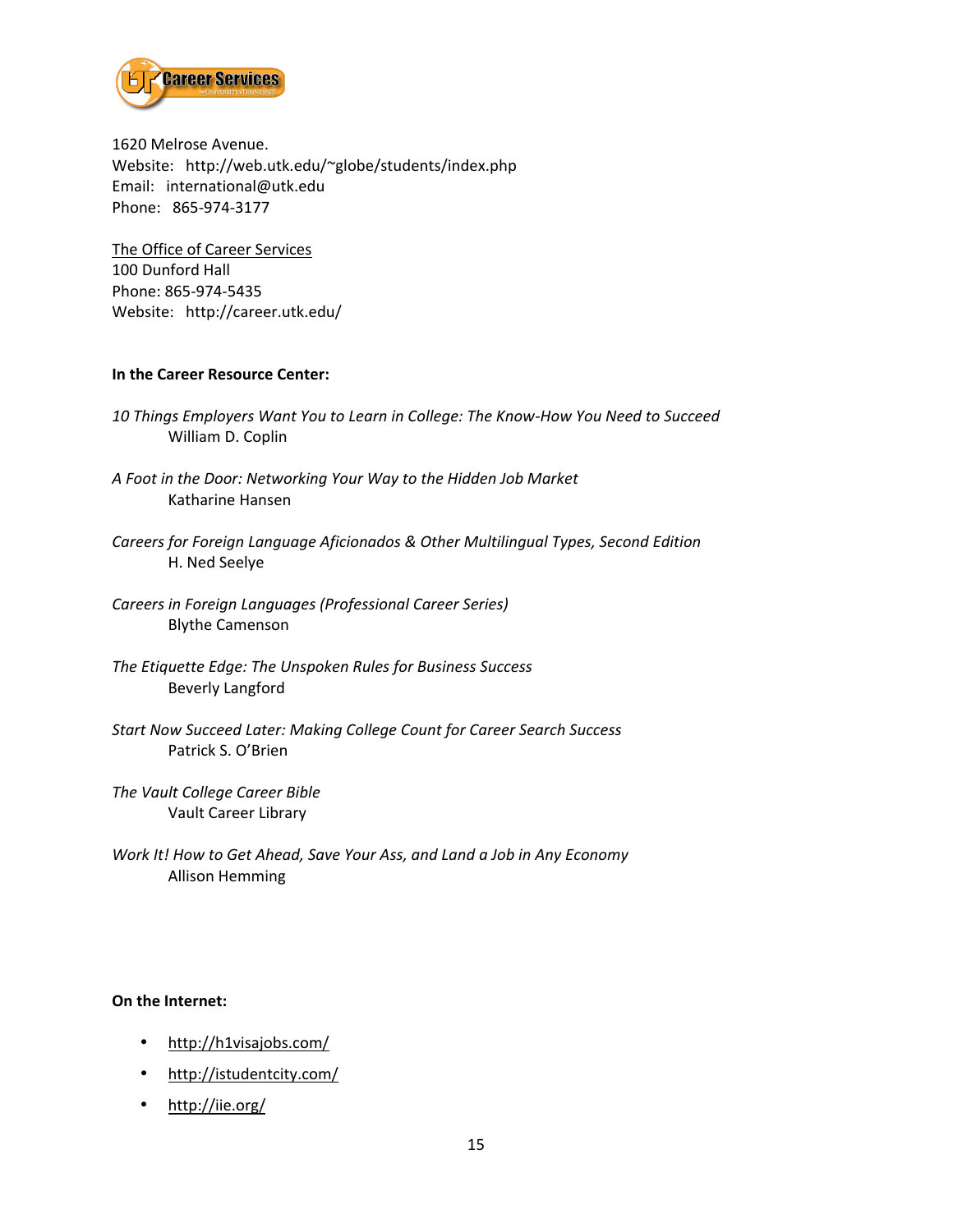1620 Melrose Avenue.
Website: http://web.utk.edu/~globe/students/index.php
Email: international@utk.edu
Phone: 865-974-3177

The Office of Career Services
100 Dunford Hall
Phone: 865-974-5435
Website: http://career.utk.edu/

**In the Career Resource Center:**

*10 Things Employers Want You to Learn in College: The Know-How You Need to Succeed*
William D. Coplin

*A Foot in the Door: Networking Your Way to the Hidden Job Market*
Katharine Hansen

*Careers for Foreign Language Aficionados & Other Multilingual Types, Second Edition*
H. Ned Seelye

*Careers in Foreign Languages (Professional Career Series)*
Blythe Camenson

*The Etiquette Edge: The Unspoken Rules for Business Success*
Beverly Langford

*Start Now Succeed Later: Making College Count for Career Search Success*
Patrick S. O'Brien

*The Vault College Career Bible*
Vault Career Library

*Work It! How to Get Ahead, Save Your Ass, and Land a Job in Any Economy*
Allison Hemming

**On the Internet:**

- http://h1visajobs.com/
- http://istudentcity.com/
- http://iie.org/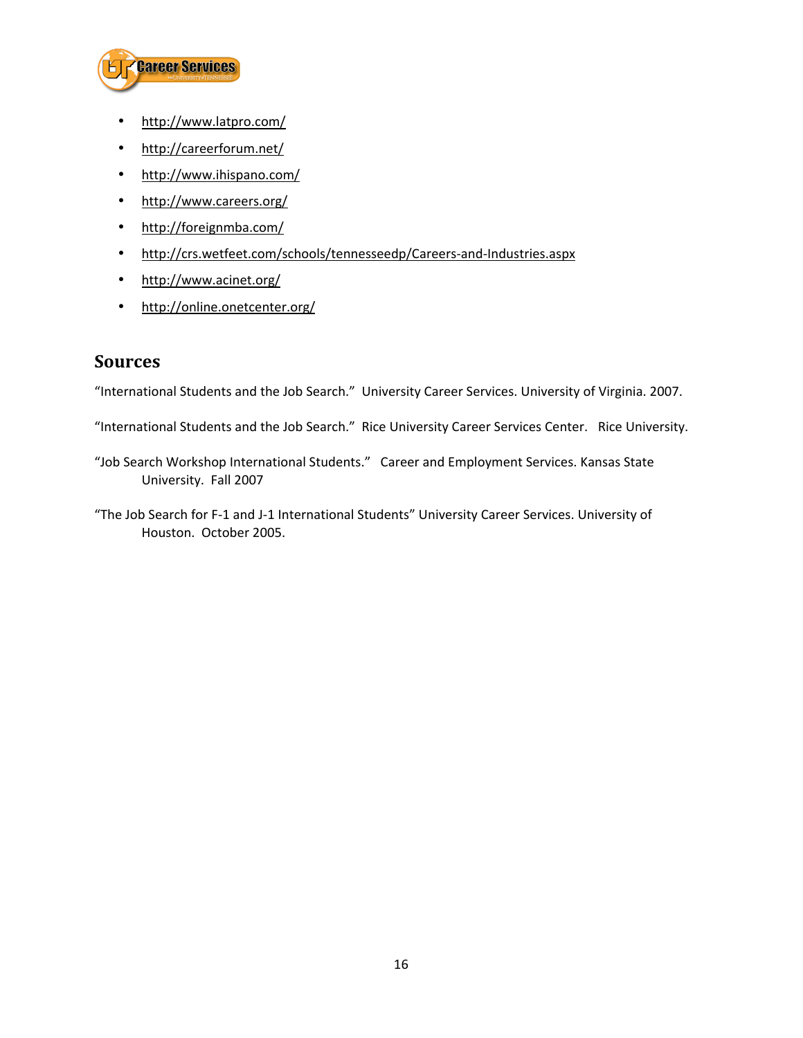- http://www.latpro.com/
- http://careerforum.net/
- http://www.ihispano.com/
- http://www.careers.org/
- http://foreignmba.com/
- http://crs.wetfeet.com/schools/tennesseedp/Careers-and-Industries.aspx
- http://www.acinet.org/
- http://online.onetcenter.org/

## Sources

"International Students and the Job Search." University Career Services. University of Virginia. 2007.

"International Students and the Job Search." Rice University Career Services Center. Rice University.

"Job Search Workshop International Students." Career and Employment Services. Kansas State University. Fall 2007

"The Job Search for F-1 and J-1 International Students" University Career Services. University of Houston. October 2005.